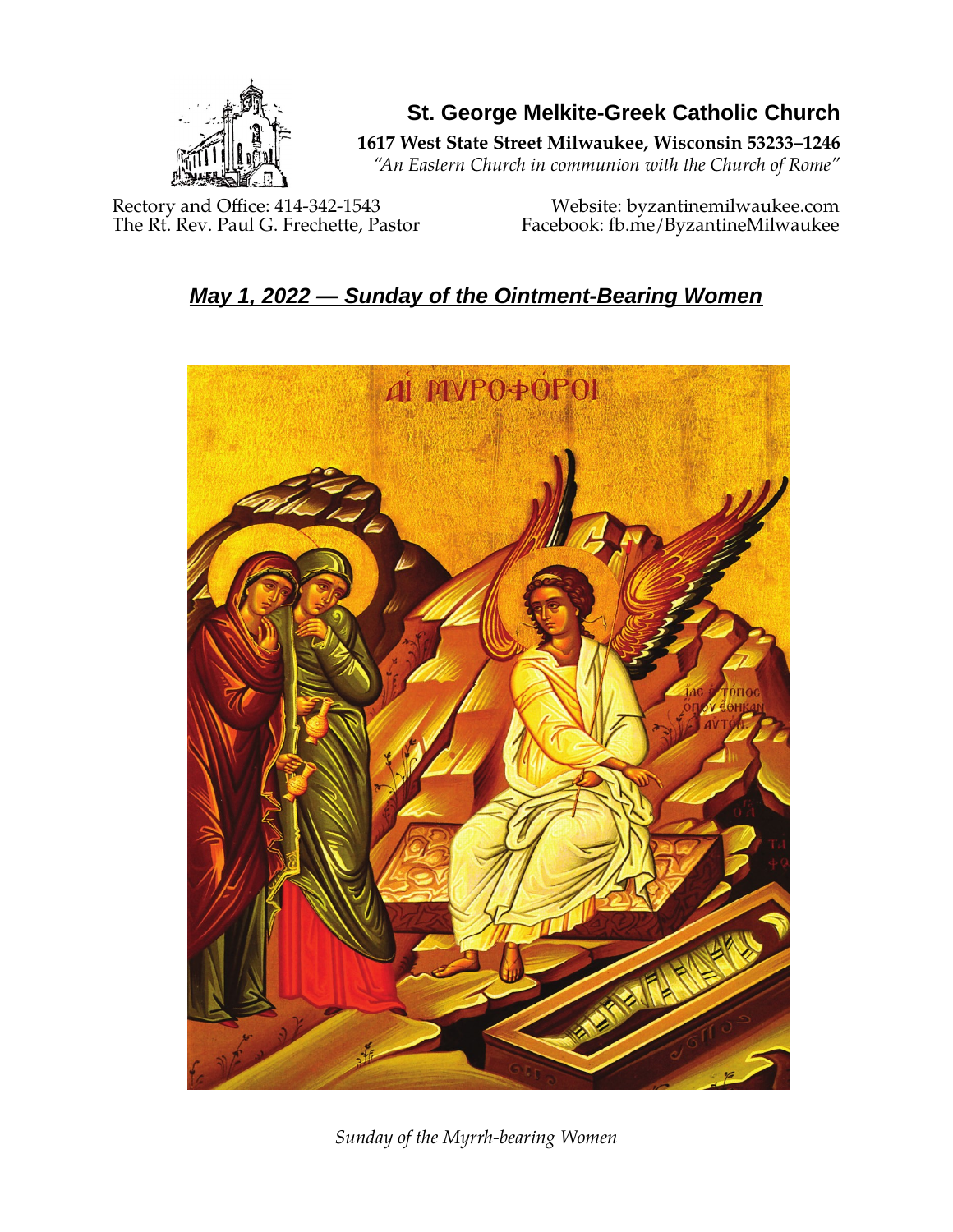# St. George Melkite-Greek Catholic Church

**1617 West State Street Milwaukee, Wisconsin 53233–1246**

*"An Eastern Church in communion with the Church of Rome"*

Rectory and Office: 414-342-1543
The Rt. Rev. Paul G. Frechette, Pastor

Website: byzantinemilwaukee.com
Facebook: fb.me/ByzantineMilwaukee

## ***May 1, 2022 — Sunday of the Ointment-Bearing Women***

*Sunday of the Myrrh-bearing Women*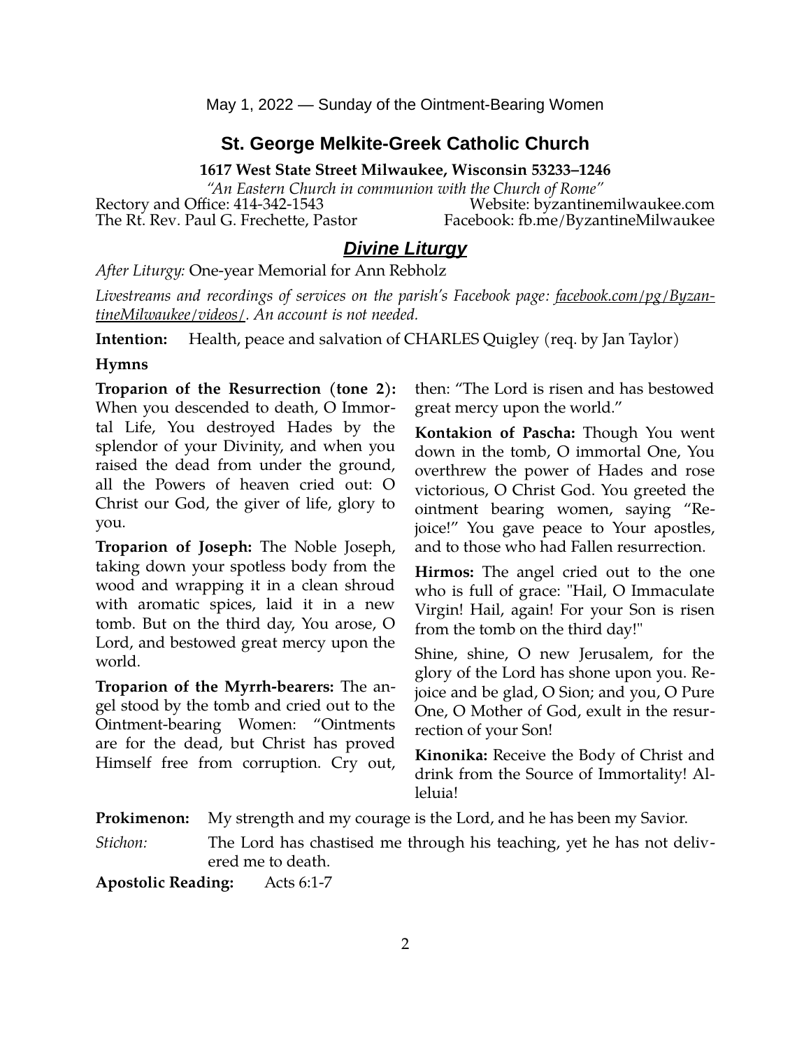May 1, 2022 — Sunday of the Ointment-Bearing Women

## St. George Melkite-Greek Catholic Church

**1617 West State Street Milwaukee, Wisconsin 53233–1246**

*"An Eastern Church in communion with the Church of Rome"*

Rectory and Office: 414-342-1543 — Website: byzantinemilwaukee.com

The Rt. Rev. Paul G. Frechette, Pastor — Facebook: fb.me/ByzantineMilwaukee

## ***Divine Liturgy***

*After Liturgy:* One-year Memorial for Ann Rebholz

*Livestreams and recordings of services on the parish's Facebook page: facebook.com/pg/ByzantineMilwaukee/videos/. An account is not needed.*

**Intention:** Health, peace and salvation of CHARLES Quigley (req. by Jan Taylor)

**Hymns**

**Troparion of the Resurrection (tone 2):** When you descended to death, O Immortal Life, You destroyed Hades by the splendor of your Divinity, and when you raised the dead from under the ground, all the Powers of heaven cried out: O Christ our God, the giver of life, glory to you.

**Troparion of Joseph:** The Noble Joseph, taking down your spotless body from the wood and wrapping it in a clean shroud with aromatic spices, laid it in a new tomb. But on the third day, You arose, O Lord, and bestowed great mercy upon the world.

**Troparion of the Myrrh-bearers:** The angel stood by the tomb and cried out to the Ointment-bearing Women: "Ointments are for the dead, but Christ has proved Himself free from corruption. Cry out, then: "The Lord is risen and has bestowed great mercy upon the world."

**Kontakion of Pascha:** Though You went down in the tomb, O immortal One, You overthrew the power of Hades and rose victorious, O Christ God. You greeted the ointment bearing women, saying "Rejoice!" You gave peace to Your apostles, and to those who had Fallen resurrection.

**Hirmos:** The angel cried out to the one who is full of grace: "Hail, O Immaculate Virgin! Hail, again! For your Son is risen from the tomb on the third day!"

Shine, shine, O new Jerusalem, for the glory of the Lord has shone upon you. Rejoice and be glad, O Sion; and you, O Pure One, O Mother of God, exult in the resurrection of your Son!

**Kinonika:** Receive the Body of Christ and drink from the Source of Immortality! Alleluia!

**Prokimenon:** My strength and my courage is the Lord, and he has been my Savior.

*Stichon:* The Lord has chastised me through his teaching, yet he has not delivered me to death.

**Apostolic Reading:** Acts 6:1-7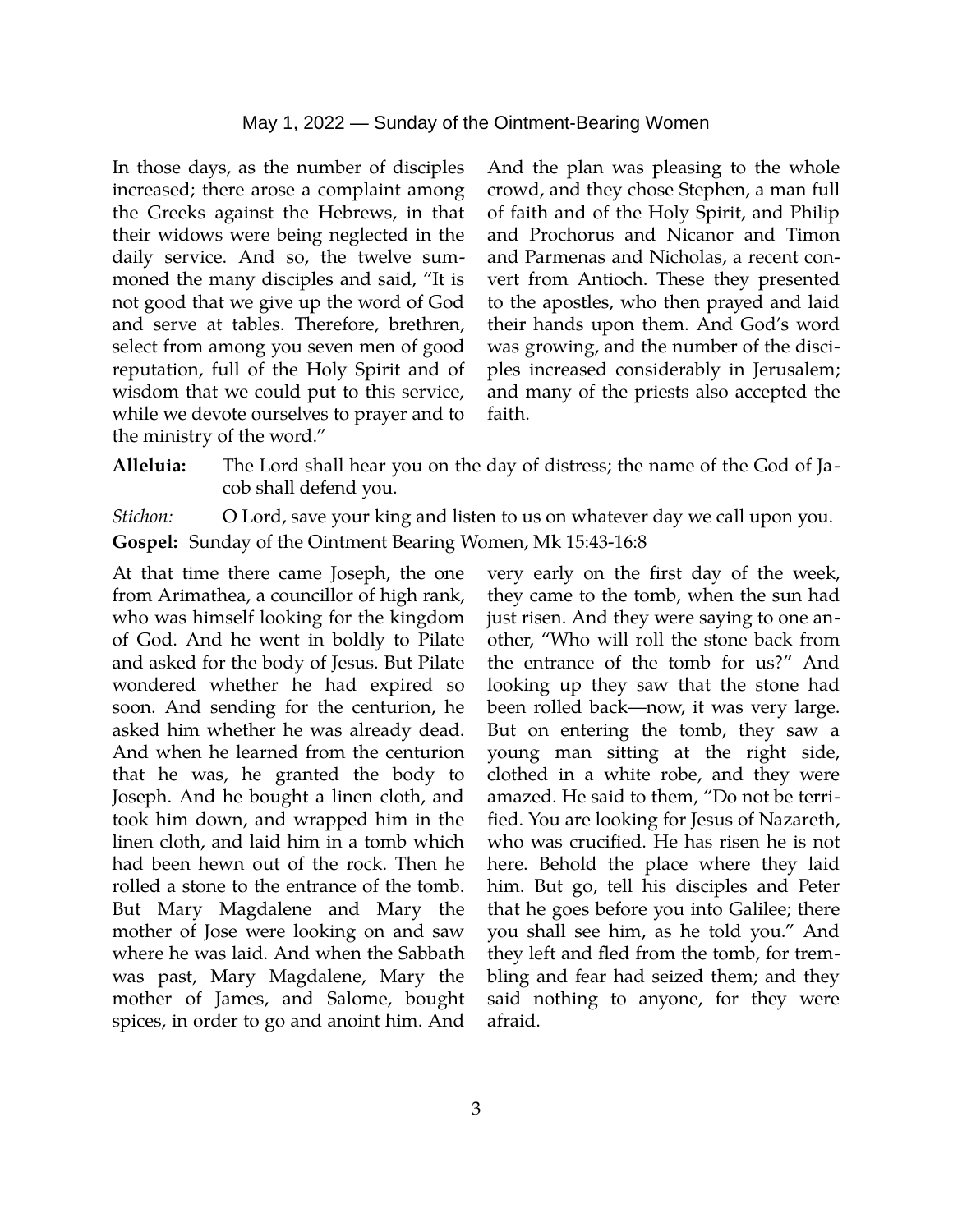In those days, as the number of disciples increased; there arose a complaint among the Greeks against the Hebrews, in that their widows were being neglected in the daily service. And so, the twelve summoned the many disciples and said, "It is not good that we give up the word of God and serve at tables. Therefore, brethren, select from among you seven men of good reputation, full of the Holy Spirit and of wisdom that we could put to this service, while we devote ourselves to prayer and to the ministry of the word." And the plan was pleasing to the whole crowd, and they chose Stephen, a man full of faith and of the Holy Spirit, and Philip and Prochorus and Nicanor and Timon and Parmenas and Nicholas, a recent convert from Antioch. These they presented to the apostles, who then prayed and laid their hands upon them. And God's word was growing, and the number of the disciples increased considerably in Jerusalem; and many of the priests also accepted the faith.

**Alleluia:** The Lord shall hear you on the day of distress; the name of the God of Jacob shall defend you.

*Stichon:* O Lord, save your king and listen to us on whatever day we call upon you.

**Gospel:** Sunday of the Ointment Bearing Women, Mk 15:43-16:8

At that time there came Joseph, the one from Arimathea, a councillor of high rank, who was himself looking for the kingdom of God. And he went in boldly to Pilate and asked for the body of Jesus. But Pilate wondered whether he had expired so soon. And sending for the centurion, he asked him whether he was already dead. And when he learned from the centurion that he was, he granted the body to Joseph. And he bought a linen cloth, and took him down, and wrapped him in the linen cloth, and laid him in a tomb which had been hewn out of the rock. Then he rolled a stone to the entrance of the tomb. But Mary Magdalene and Mary the mother of Jose were looking on and saw where he was laid. And when the Sabbath was past, Mary Magdalene, Mary the mother of James, and Salome, bought spices, in order to go and anoint him. And very early on the first day of the week, they came to the tomb, when the sun had just risen. And they were saying to one another, "Who will roll the stone back from the entrance of the tomb for us?" And looking up they saw that the stone had been rolled back—now, it was very large. But on entering the tomb, they saw a young man sitting at the right side, clothed in a white robe, and they were amazed. He said to them, "Do not be terrified. You are looking for Jesus of Nazareth, who was crucified. He has risen he is not here. Behold the place where they laid him. But go, tell his disciples and Peter that he goes before you into Galilee; there you shall see him, as he told you." And they left and fled from the tomb, for trembling and fear had seized them; and they said nothing to anyone, for they were afraid.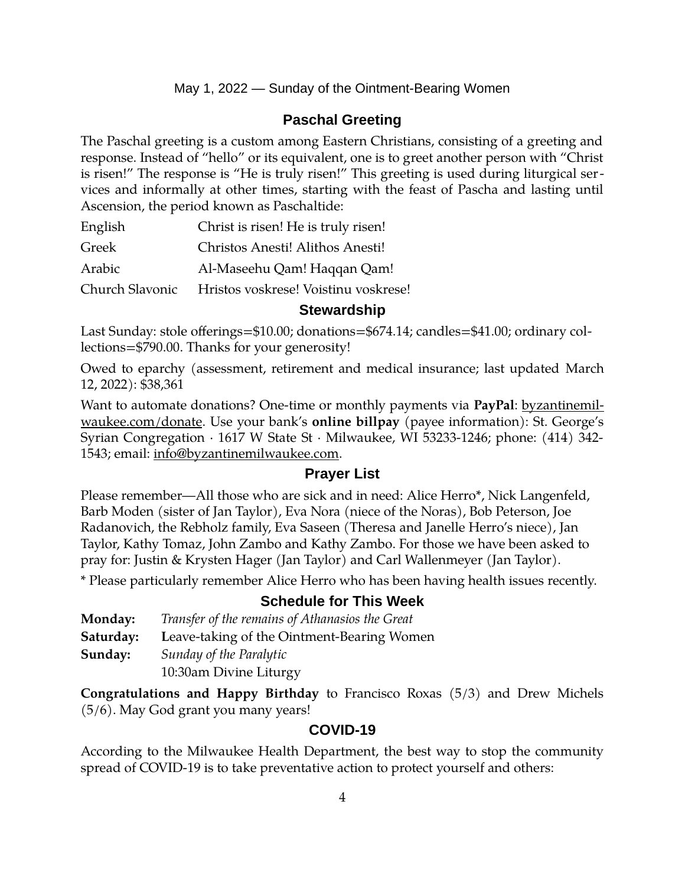May 1, 2022 — Sunday of the Ointment-Bearing Women

## Paschal Greeting

The Paschal greeting is a custom among Eastern Christians, consisting of a greeting and response. Instead of "hello" or its equivalent, one is to greet another person with "Christ is risen!" The response is "He is truly risen!" This greeting is used during liturgical services and informally at other times, starting with the feast of Pascha and lasting until Ascension, the period known as Paschaltide:

| | |
|---|---|
| English | Christ is risen! He is truly risen! |
| Greek | Christos Anesti! Alithos Anesti! |
| Arabic | Al-Maseehu Qam! Haqqan Qam! |
| Church Slavonic | Hristos voskrese! Voistinu voskrese! |

## Stewardship

Last Sunday: stole offerings=$10.00; donations=$674.14; candles=$41.00; ordinary collections=$790.00. Thanks for your generosity!

Owed to eparchy (assessment, retirement and medical insurance; last updated March 12, 2022): $38,361

Want to automate donations? One-time or monthly payments via **PayPal**: byzantinemilwaukee.com/donate. Use your bank's **online billpay** (payee information): St. George's Syrian Congregation · 1617 W State St · Milwaukee, WI 53233-1246; phone: (414) 342-1543; email: info@byzantinemilwaukee.com.

## Prayer List

Please remember—All those who are sick and in need: Alice Herro*, Nick Langenfeld, Barb Moden (sister of Jan Taylor), Eva Nora (niece of the Noras), Bob Peterson, Joe Radanovich, the Rebholz family, Eva Saseen (Theresa and Janelle Herro's niece), Jan Taylor, Kathy Tomaz, John Zambo and Kathy Zambo. For those we have been asked to pray for: Justin & Krysten Hager (Jan Taylor) and Carl Wallenmeyer (Jan Taylor).

* Please particularly remember Alice Herro who has been having health issues recently.

## Schedule for This Week

**Monday:** *Transfer of the remains of Athanasios the Great*

**Saturday:** **L**eave-taking of the Ointment-Bearing Women

**Sunday:** *Sunday of the Paralytic*
10:30am Divine Liturgy

**Congratulations and Happy Birthday** to Francisco Roxas (5/3) and Drew Michels (5/6). May God grant you many years!

## COVID-19

According to the Milwaukee Health Department, the best way to stop the community spread of COVID-19 is to take preventative action to protect yourself and others: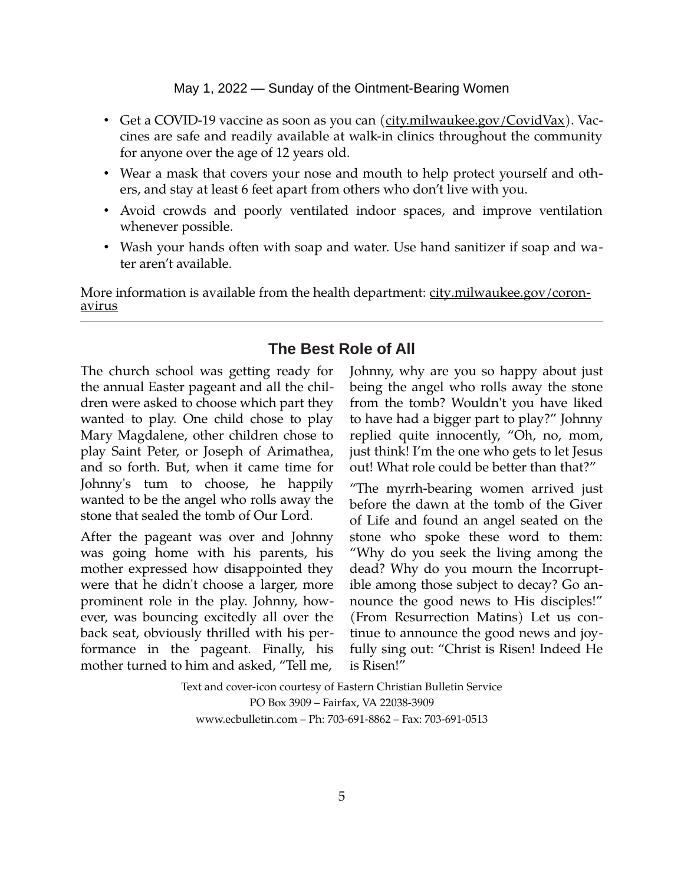- Get a COVID-19 vaccine as soon as you can (city.milwaukee.gov/CovidVax). Vaccines are safe and readily available at walk-in clinics throughout the community for anyone over the age of 12 years old.
- Wear a mask that covers your nose and mouth to help protect yourself and others, and stay at least 6 feet apart from others who don't live with you.
- Avoid crowds and poorly ventilated indoor spaces, and improve ventilation whenever possible.
- Wash your hands often with soap and water. Use hand sanitizer if soap and water aren't available.

More information is available from the health department: city.milwaukee.gov/coronavirus

---

## The Best Role of All

The church school was getting ready for the annual Easter pageant and all the children were asked to choose which part they wanted to play. One child chose to play Mary Magdalene, other children chose to play Saint Peter, or Joseph of Arimathea, and so forth. But, when it came time for Johnny's tum to choose, he happily wanted to be the angel who rolls away the stone that sealed the tomb of Our Lord.

After the pageant was over and Johnny was going home with his parents, his mother expressed how disappointed they were that he didn't choose a larger, more prominent role in the play. Johnny, however, was bouncing excitedly all over the back seat, obviously thrilled with his performance in the pageant. Finally, his mother turned to him and asked, "Tell me, Johnny, why are you so happy about just being the angel who rolls away the stone from the tomb? Wouldn't you have liked to have had a bigger part to play?" Johnny replied quite innocently, "Oh, no, mom, just think! I'm the one who gets to let Jesus out! What role could be better than that?"

"The myrrh-bearing women arrived just before the dawn at the tomb of the Giver of Life and found an angel seated on the stone who spoke these word to them: "Why do you seek the living among the dead? Why do you mourn the Incorruptible among those subject to decay? Go announce the good news to His disciples!" (From Resurrection Matins) Let us continue to announce the good news and joyfully sing out: "Christ is Risen! Indeed He is Risen!"

Text and cover-icon courtesy of Eastern Christian Bulletin Service
PO Box 3909 – Fairfax, VA 22038-3909
www.ecbulletin.com – Ph: 703-691-8862 – Fax: 703-691-0513